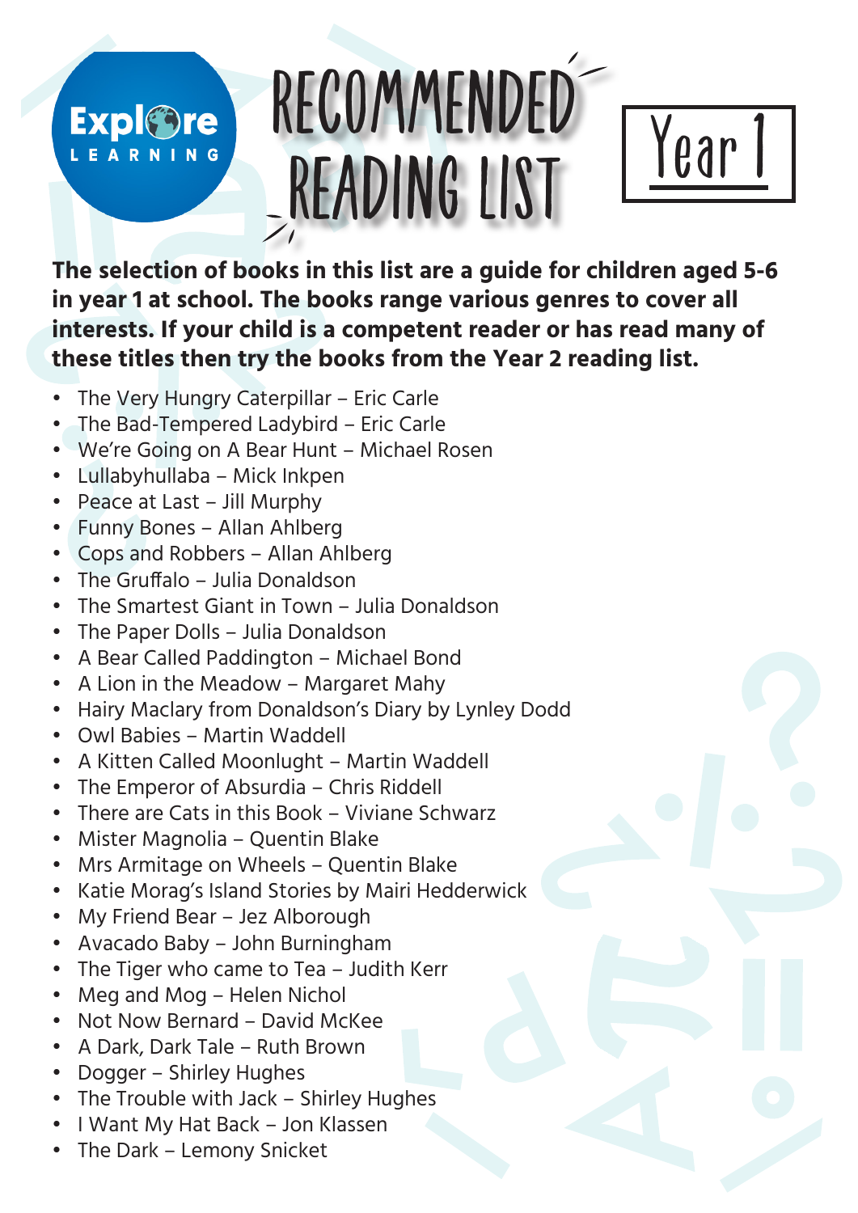Explore LEARNING

# RECOMMENDED READING LIST

## Year 1

**The selection of books in this list are a guide for children aged 5-6 in year 1 at school. The books range various genres to cover all interests. If your child is a competent reader or has read many of these titles then try the books from the Year 2 reading list.**

- The Very Hungry Caterpillar – Eric Carle
- The Bad-Tempered Ladybird – Eric Carle
- We're Going on A Bear Hunt – Michael Rosen
- Lullabyhullaba – Mick Inkpen
- Peace at Last – Jill Murphy
- Funny Bones – Allan Ahlberg
- Cops and Robbers – Allan Ahlberg
- The Gruffalo – Julia Donaldson
- The Smartest Giant in Town – Julia Donaldson
- The Paper Dolls – Julia Donaldson
- A Bear Called Paddington – Michael Bond
- A Lion in the Meadow – Margaret Mahy
- Hairy Maclary from Donaldson's Diary by Lynley Dodd
- Owl Babies – Martin Waddell
- A Kitten Called Moonlught – Martin Waddell
- The Emperor of Absurdia – Chris Riddell
- There are Cats in this Book – Viviane Schwarz
- Mister Magnolia – Quentin Blake
- Mrs Armitage on Wheels – Quentin Blake
- Katie Morag's Island Stories by Mairi Hedderwick
- My Friend Bear – Jez Alborough
- Avacado Baby – John Burningham
- The Tiger who came to Tea – Judith Kerr
- Meg and Mog – Helen Nichol
- Not Now Bernard – David McKee
- A Dark, Dark Tale – Ruth Brown
- Dogger – Shirley Hughes
- The Trouble with Jack – Shirley Hughes
- I Want My Hat Back – Jon Klassen
- The Dark – Lemony Snicket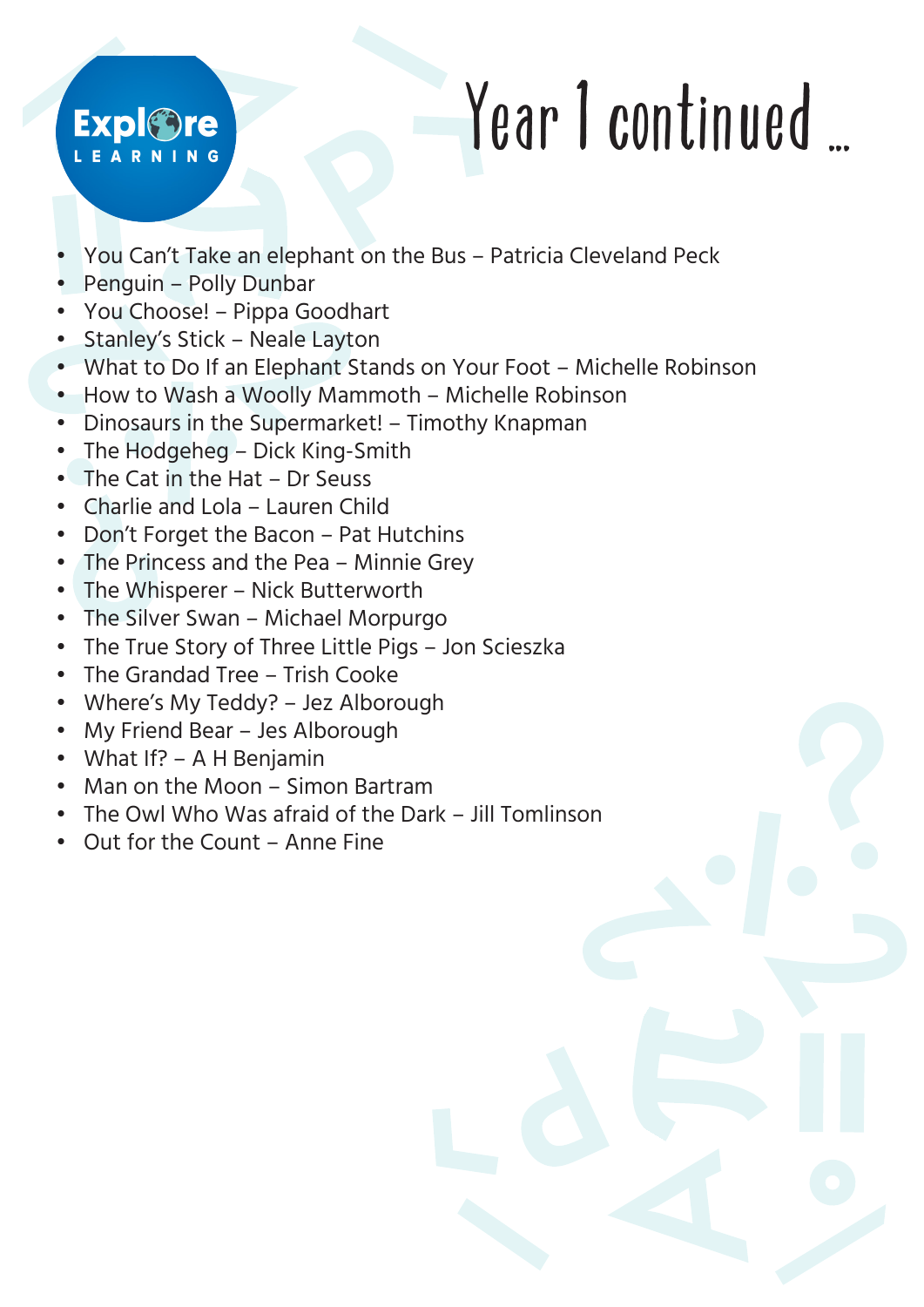# Year 1 continued ...

- You Can't Take an elephant on the Bus – Patricia Cleveland Peck
- Penguin – Polly Dunbar
- You Choose! – Pippa Goodhart
- Stanley's Stick – Neale Layton
- What to Do If an Elephant Stands on Your Foot – Michelle Robinson
- How to Wash a Woolly Mammoth – Michelle Robinson
- Dinosaurs in the Supermarket! – Timothy Knapman
- The Hodgeheg – Dick King-Smith
- The Cat in the Hat – Dr Seuss
- Charlie and Lola – Lauren Child
- Don't Forget the Bacon – Pat Hutchins
- The Princess and the Pea – Minnie Grey
- The Whisperer – Nick Butterworth
- The Silver Swan – Michael Morpurgo
- The True Story of Three Little Pigs – Jon Scieszka
- The Grandad Tree – Trish Cooke
- Where's My Teddy? – Jez Alborough
- My Friend Bear – Jes Alborough
- What If? – A H Benjamin
- Man on the Moon – Simon Bartram
- The Owl Who Was afraid of the Dark – Jill Tomlinson
- Out for the Count – Anne Fine